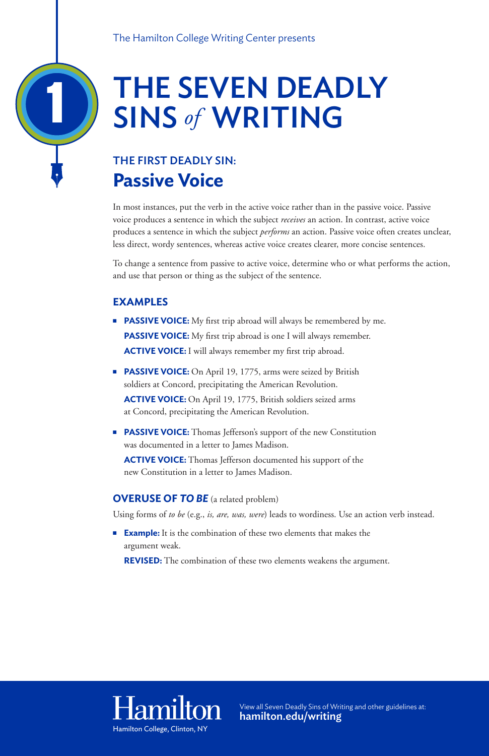The Hamilton College Writing Center presents

1

# THE SEVEN DEADLY SINS *of* WRITING

## THE FIRST DEADLY SIN:
## Passive Voice

In most instances, put the verb in the active voice rather than in the passive voice. Passive voice produces a sentence in which the subject *receives* an action. In contrast, active voice produces a sentence in which the subject *performs* an action. Passive voice often creates unclear, less direct, wordy sentences, whereas active voice creates clearer, more concise sentences.

To change a sentence from passive to active voice, determine who or what performs the action, and use that person or thing as the subject of the sentence.

### EXAMPLES

- **PASSIVE VOICE:** My first trip abroad will always be remembered by me.
  **PASSIVE VOICE:** My first trip abroad is one I will always remember.
  **ACTIVE VOICE:** I will always remember my first trip abroad.
- **PASSIVE VOICE:** On April 19, 1775, arms were seized by British soldiers at Concord, precipitating the American Revolution.
  **ACTIVE VOICE:** On April 19, 1775, British soldiers seized arms at Concord, precipitating the American Revolution.
- **PASSIVE VOICE:** Thomas Jefferson's support of the new Constitution was documented in a letter to James Madison.
  **ACTIVE VOICE:** Thomas Jefferson documented his support of the new Constitution in a letter to James Madison.

### OVERUSE OF *TO BE* (a related problem)

Using forms of *to be* (e.g., *is, are, was, were*) leads to wordiness. Use an action verb instead.

- **Example:** It is the combination of these two elements that makes the argument weak.
  **REVISED:** The combination of these two elements weakens the argument.

Hamilton
Hamilton College, Clinton, NY

View all Seven Deadly Sins of Writing and other guidelines at:
**hamilton.edu/writing**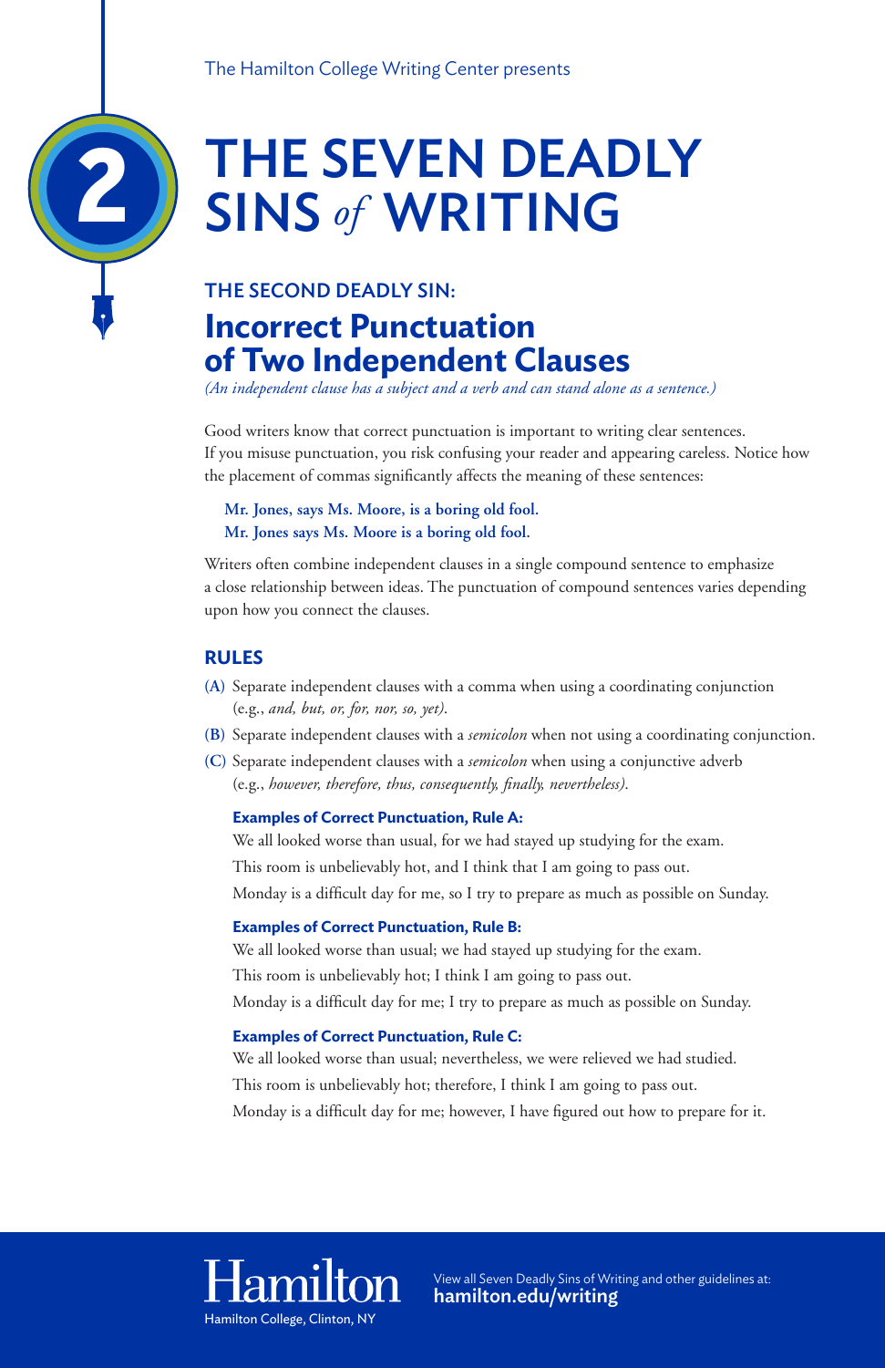The Hamilton College Writing Center presents

# THE SEVEN DEADLY SINS *of* WRITING

### THE SECOND DEADLY SIN:

## Incorrect Punctuation of Two Independent Clauses

*(An independent clause has a subject and a verb and can stand alone as a sentence.)*

Good writers know that correct punctuation is important to writing clear sentences. If you misuse punctuation, you risk confusing your reader and appearing careless. Notice how the placement of commas significantly affects the meaning of these sentences:

**Mr. Jones, says Ms. Moore, is a boring old fool.**
**Mr. Jones says Ms. Moore is a boring old fool.**

Writers often combine independent clauses in a single compound sentence to emphasize a close relationship between ideas. The punctuation of compound sentences varies depending upon how you connect the clauses.

### RULES

**(A)** Separate independent clauses with a comma when using a coordinating conjunction (e.g., *and, but, or, for, nor, so, yet)*.

**(B)** Separate independent clauses with a *semicolon* when not using a coordinating conjunction.

**(C)** Separate independent clauses with a *semicolon* when using a conjunctive adverb (e.g., *however, therefore, thus, consequently, finally, nevertheless)*.

**Examples of Correct Punctuation, Rule A:**

We all looked worse than usual, for we had stayed up studying for the exam.
This room is unbelievably hot, and I think that I am going to pass out.
Monday is a difficult day for me, so I try to prepare as much as possible on Sunday.

**Examples of Correct Punctuation, Rule B:**

We all looked worse than usual; we had stayed up studying for the exam.
This room is unbelievably hot; I think I am going to pass out.
Monday is a difficult day for me; I try to prepare as much as possible on Sunday.

**Examples of Correct Punctuation, Rule C:**

We all looked worse than usual; nevertheless, we were relieved we had studied.
This room is unbelievably hot; therefore, I think I am going to pass out.
Monday is a difficult day for me; however, I have figured out how to prepare for it.

Hamilton
Hamilton College, Clinton, NY

View all Seven Deadly Sins of Writing and other guidelines at:
**hamilton.edu/writing**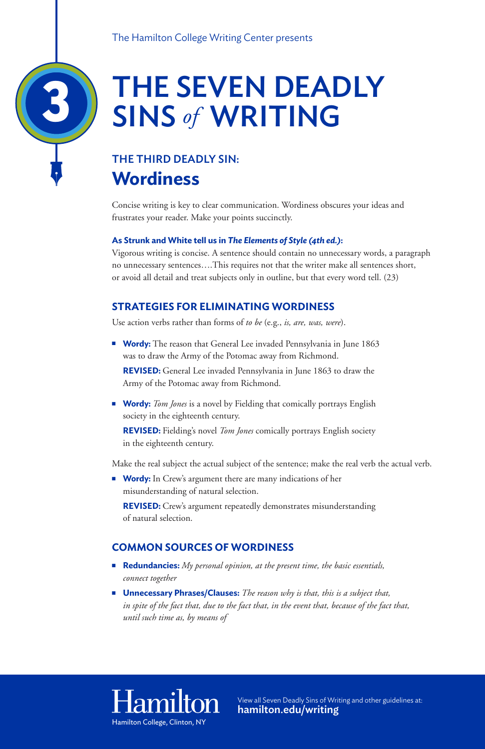The Hamilton College Writing Center presents

# THE SEVEN DEADLY SINS *of* WRITING

### THE THIRD DEADLY SIN:

## Wordiness

Concise writing is key to clear communication. Wordiness obscures your ideas and frustrates your reader. Make your points succinctly.

**As Strunk and White tell us in *The Elements of Style (4th ed.)*:**
Vigorous writing is concise. A sentence should contain no unnecessary words, a paragraph no unnecessary sentences….This requires not that the writer make all sentences short, or avoid all detail and treat subjects only in outline, but that every word tell. (23)

### STRATEGIES FOR ELIMINATING WORDINESS

Use action verbs rather than forms of *to be* (e.g., *is, are, was, were*).

- **Wordy:** The reason that General Lee invaded Pennsylvania in June 1863 was to draw the Army of the Potomac away from Richmond.

  **REVISED:** General Lee invaded Pennsylvania in June 1863 to draw the Army of the Potomac away from Richmond.

- **Wordy:** *Tom Jones* is a novel by Fielding that comically portrays English society in the eighteenth century.

  **REVISED:** Fielding's novel *Tom Jones* comically portrays English society in the eighteenth century.

Make the real subject the actual subject of the sentence; make the real verb the actual verb.

- **Wordy:** In Crew's argument there are many indications of her misunderstanding of natural selection.

  **REVISED:** Crew's argument repeatedly demonstrates misunderstanding of natural selection.

### COMMON SOURCES OF WORDINESS

- **Redundancies:** *My personal opinion, at the present time, the basic essentials, connect together*
- **Unnecessary Phrases/Clauses:** *The reason why is that, this is a subject that, in spite of the fact that, due to the fact that, in the event that, because of the fact that, until such time as, by means of*

Hamilton
Hamilton College, Clinton, NY

View all Seven Deadly Sins of Writing and other guidelines at:
**hamilton.edu/writing**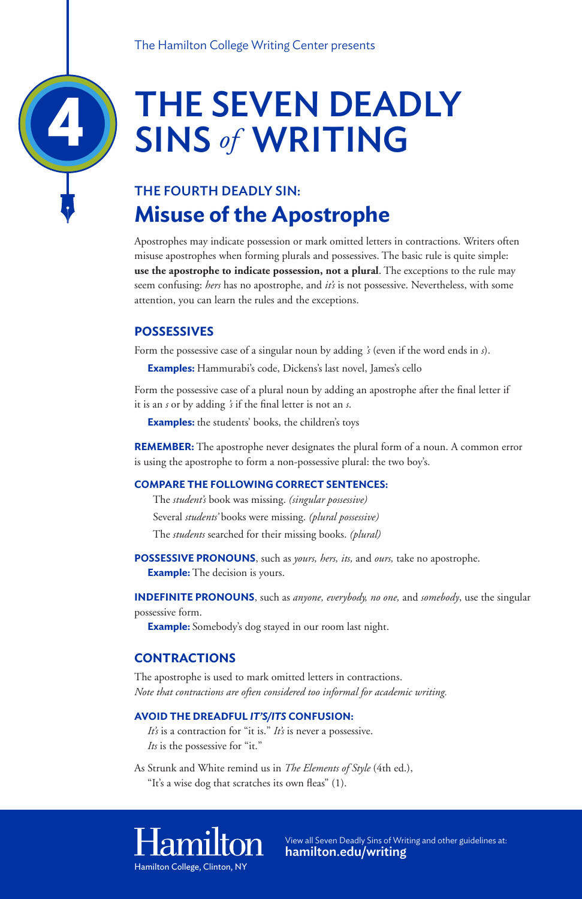The Hamilton College Writing Center presents

# THE SEVEN DEADLY SINS *of* WRITING

### THE FOURTH DEADLY SIN:

## Misuse of the Apostrophe

Apostrophes may indicate possession or mark omitted letters in contractions. Writers often misuse apostrophes when forming plurals and possessives. The basic rule is quite simple: **use the apostrophe to indicate possession, not a plural**. The exceptions to the rule may seem confusing: *hers* has no apostrophe, and *it's* is not possessive. Nevertheless, with some attention, you can learn the rules and the exceptions.

### POSSESSIVES

Form the possessive case of a singular noun by adding *'s* (even if the word ends in *s*).

**Examples:** Hammurabi's code, Dickens's last novel, James's cello

Form the possessive case of a plural noun by adding an apostrophe after the final letter if it is an *s* or by adding *'s* if the final letter is not an *s*.

**Examples:** the students' books, the children's toys

**REMEMBER:** The apostrophe never designates the plural form of a noun. A common error is using the apostrophe to form a non-possessive plural: the two boy's.

#### COMPARE THE FOLLOWING CORRECT SENTENCES:

The *student's* book was missing. *(singular possessive)*

Several *students'* books were missing. *(plural possessive)*

The *students* searched for their missing books. *(plural)*

**POSSESSIVE PRONOUNS**, such as *yours, hers, its,* and *ours,* take no apostrophe.
**Example:** The decision is yours.

**INDEFINITE PRONOUNS**, such as *anyone, everybody, no one,* and *somebody*, use the singular possessive form.
**Example:** Somebody's dog stayed in our room last night.

### CONTRACTIONS

The apostrophe is used to mark omitted letters in contractions.
*Note that contractions are often considered too informal for academic writing.*

#### AVOID THE DREADFUL *IT'S/ITS* CONFUSION:

*It's* is a contraction for "it is." *It's* is never a possessive.
*Its* is the possessive for "it."

As Strunk and White remind us in *The Elements of Style* (4th ed.),
"It's a wise dog that scratches its own fleas" (1).

Hamilton
Hamilton College, Clinton, NY

View all Seven Deadly Sins of Writing and other guidelines at:
**hamilton.edu/writing**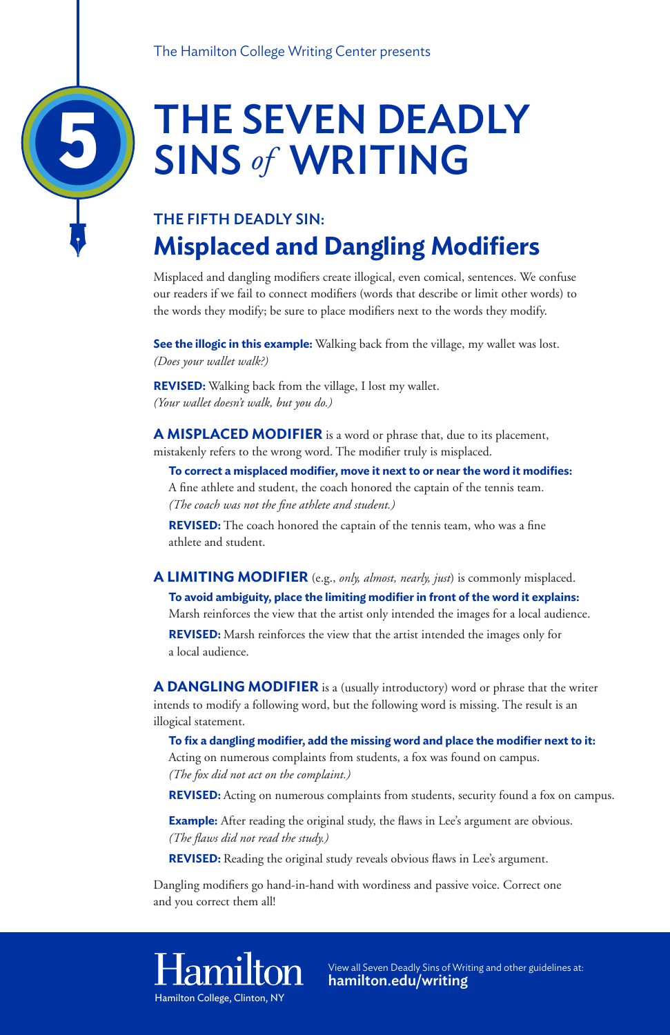The Hamilton College Writing Center presents

# THE SEVEN DEADLY SINS *of* WRITING

## THE FIFTH DEADLY SIN:

## Misplaced and Dangling Modifiers

Misplaced and dangling modifiers create illogical, even comical, sentences. We confuse our readers if we fail to connect modifiers (words that describe or limit other words) to the words they modify; be sure to place modifiers next to the words they modify.

**See the illogic in this example:** Walking back from the village, my wallet was lost.
*(Does your wallet walk?)*

**REVISED:** Walking back from the village, I lost my wallet.
*(Your wallet doesn't walk, but you do.)*

**A MISPLACED MODIFIER** is a word or phrase that, due to its placement, mistakenly refers to the wrong word. The modifier truly is misplaced.

**To correct a misplaced modifier, move it next to or near the word it modifies:**
A fine athlete and student, the coach honored the captain of the tennis team.
*(The coach was not the fine athlete and student.)*

**REVISED:** The coach honored the captain of the tennis team, who was a fine athlete and student.

**A LIMITING MODIFIER** (e.g., *only, almost, nearly, just*) is commonly misplaced.

**To avoid ambiguity, place the limiting modifier in front of the word it explains:**
Marsh reinforces the view that the artist only intended the images for a local audience.

**REVISED:** Marsh reinforces the view that the artist intended the images only for a local audience.

**A DANGLING MODIFIER** is a (usually introductory) word or phrase that the writer intends to modify a following word, but the following word is missing. The result is an illogical statement.

**To fix a dangling modifier, add the missing word and place the modifier next to it:**
Acting on numerous complaints from students, a fox was found on campus.
*(The fox did not act on the complaint.)*

**REVISED:** Acting on numerous complaints from students, security found a fox on campus.

**Example:** After reading the original study, the flaws in Lee's argument are obvious.
*(The flaws did not read the study.)*

**REVISED:** Reading the original study reveals obvious flaws in Lee's argument.

Dangling modifiers go hand-in-hand with wordiness and passive voice. Correct one and you correct them all!

Hamilton
Hamilton College, Clinton, NY

View all Seven Deadly Sins of Writing and other guidelines at:
**hamilton.edu/writing**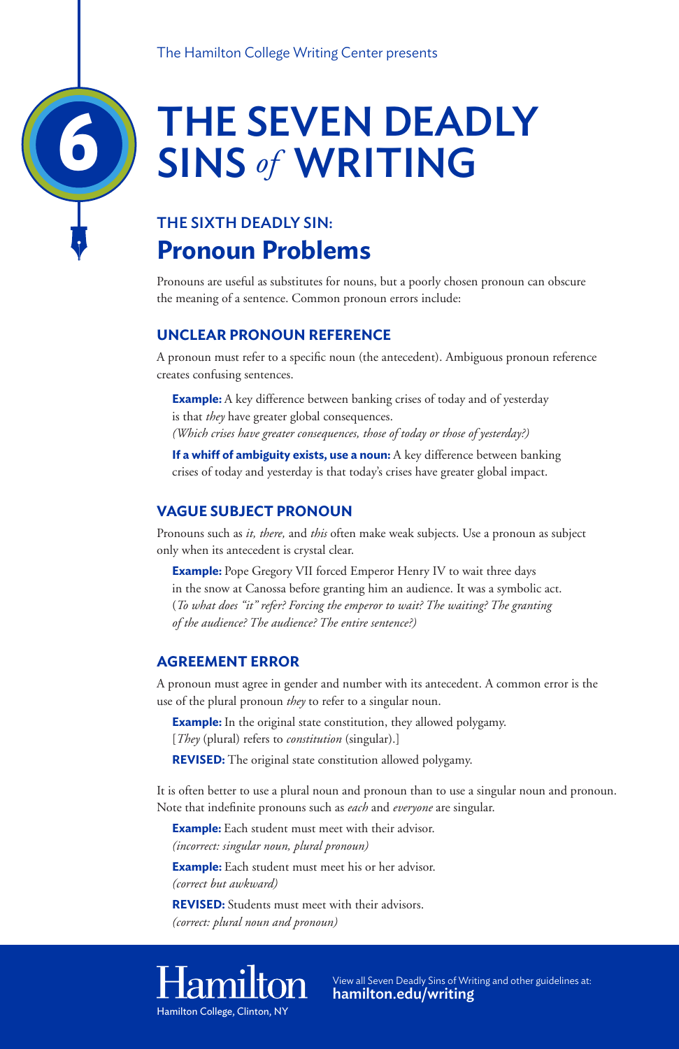The Hamilton College Writing Center presents

# THE SEVEN DEADLY SINS *of* WRITING

### THE SIXTH DEADLY SIN:

## Pronoun Problems

Pronouns are useful as substitutes for nouns, but a poorly chosen pronoun can obscure the meaning of a sentence. Common pronoun errors include:

### UNCLEAR PRONOUN REFERENCE

A pronoun must refer to a specific noun (the antecedent). Ambiguous pronoun reference creates confusing sentences.

> **Example:** A key difference between banking crises of today and of yesterday is that *they* have greater global consequences.
> *(Which crises have greater consequences, those of today or those of yesterday?)*
>
> **If a whiff of ambiguity exists, use a noun:** A key difference between banking crises of today and yesterday is that today's crises have greater global impact.

### VAGUE SUBJECT PRONOUN

Pronouns such as *it, there,* and *this* often make weak subjects. Use a pronoun as subject only when its antecedent is crystal clear.

> **Example:** Pope Gregory VII forced Emperor Henry IV to wait three days in the snow at Canossa before granting him an audience. It was a symbolic act.
> (*To what does "it" refer? Forcing the emperor to wait? The waiting? The granting of the audience? The audience? The entire sentence?)*

### AGREEMENT ERROR

A pronoun must agree in gender and number with its antecedent. A common error is the use of the plural pronoun *they* to refer to a singular noun.

> **Example:** In the original state constitution, they allowed polygamy.
> [*They* (plural) refers to *constitution* (singular).]
>
> **REVISED:** The original state constitution allowed polygamy.

It is often better to use a plural noun and pronoun than to use a singular noun and pronoun. Note that indefinite pronouns such as *each* and *everyone* are singular.

> **Example:** Each student must meet with their advisor.
> *(incorrect: singular noun, plural pronoun)*
>
> **Example:** Each student must meet his or her advisor.
> *(correct but awkward)*
>
> **REVISED:** Students must meet with their advisors.
> *(correct: plural noun and pronoun)*

Hamilton
Hamilton College, Clinton, NY

View all Seven Deadly Sins of Writing and other guidelines at:
**hamilton.edu/writing**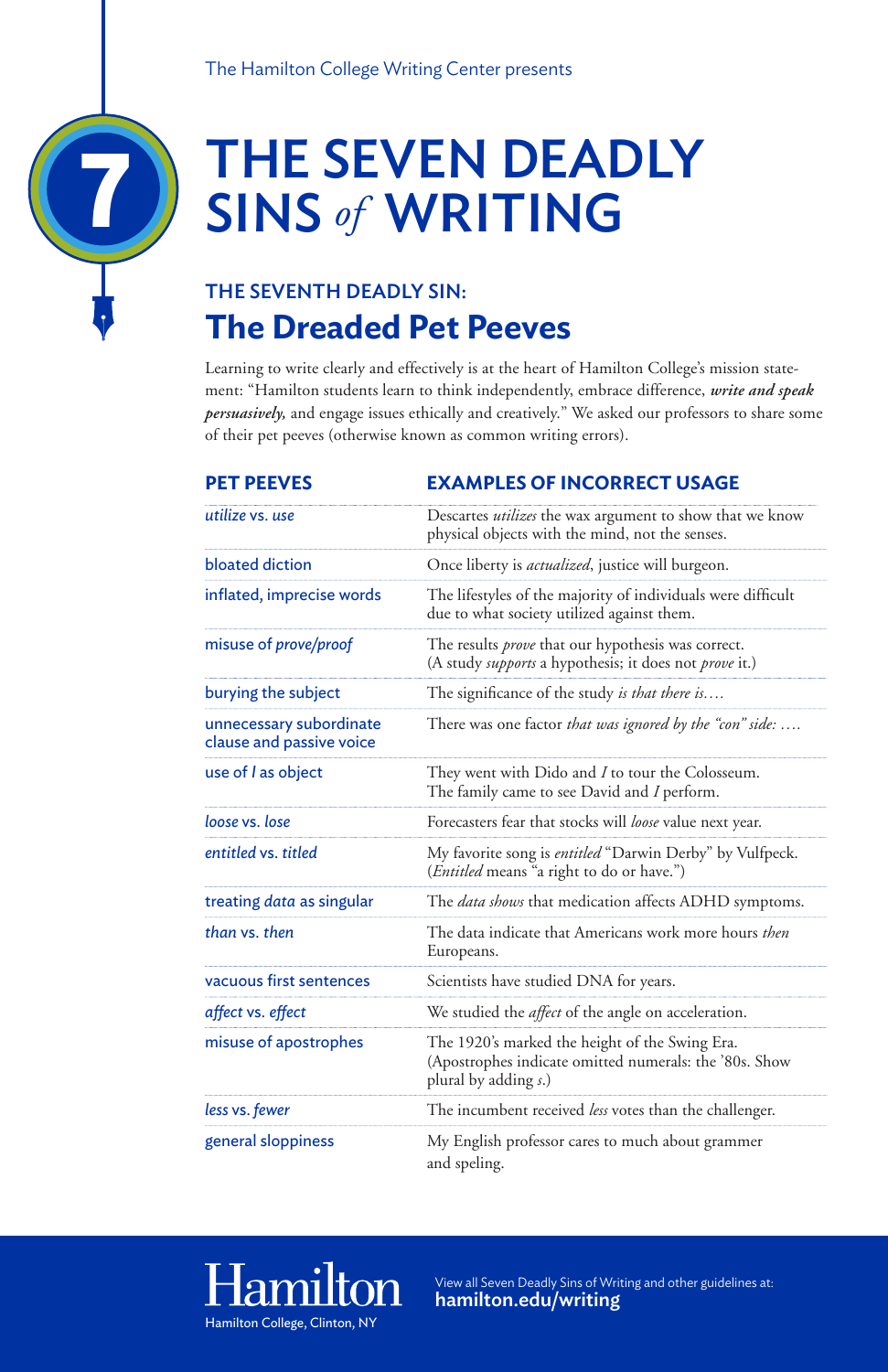The Hamilton College Writing Center presents

# THE SEVEN DEADLY SINS *of* WRITING

## THE SEVENTH DEADLY SIN:

## The Dreaded Pet Peeves

Learning to write clearly and effectively is at the heart of Hamilton College's mission statement: "Hamilton students learn to think independently, embrace difference, ***write and speak persuasively,*** and engage issues ethically and creatively." We asked our professors to share some of their pet peeves (otherwise known as common writing errors).

| PET PEEVES | EXAMPLES OF INCORRECT USAGE |
|---|---|
| *utilize* vs. *use* | Descartes *utilizes* the wax argument to show that we know physical objects with the mind, not the senses. |
| bloated diction | Once liberty is *actualized*, justice will burgeon. |
| inflated, imprecise words | The lifestyles of the majority of individuals were difficult due to what society utilized against them. |
| misuse of *prove/proof* | The results *prove* that our hypothesis was correct. (A study *supports* a hypothesis; it does not *prove* it.) |
| burying the subject | The significance of the study *is that there is*…. |
| unnecessary subordinate clause and passive voice | There was one factor *that was ignored by the "con" side:* …. |
| use of *I* as object | They went with Dido and *I* to tour the Colosseum. The family came to see David and *I* perform. |
| *loose* vs. *lose* | Forecasters fear that stocks will *loose* value next year. |
| *entitled* vs. *titled* | My favorite song is *entitled* "Darwin Derby" by Vulfpeck. (*Entitled* means "a right to do or have.") |
| treating *data* as singular | The *data shows* that medication affects ADHD symptoms. |
| *than* vs. *then* | The data indicate that Americans work more hours *then* Europeans. |
| vacuous first sentences | Scientists have studied DNA for years. |
| *affect* vs. *effect* | We studied the *affect* of the angle on acceleration. |
| misuse of apostrophes | The 1920's marked the height of the Swing Era. (Apostrophes indicate omitted numerals: the '80s. Show plural by adding *s*.) |
| *less* vs. *fewer* | The incumbent received *less* votes than the challenger. |
| general sloppiness | My English professor cares to much about grammer and speling. |

Hamilton

Hamilton College, Clinton, NY

View all Seven Deadly Sins of Writing and other guidelines at: **hamilton.edu/writing**